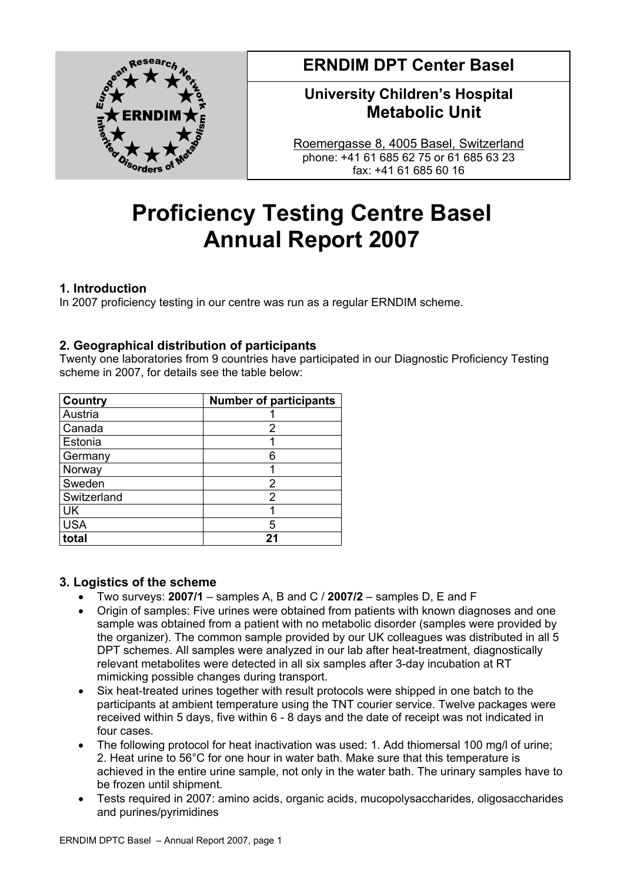**ERNDIM DPT Center Basel**

**University Children's Hospital**
**Metabolic Unit**

Roemergasse 8, 4005 Basel, Switzerland
phone: +41 61 685 62 75 or 61 685 63 23
fax: +41 61 685 60 16

# Proficiency Testing Centre Basel
# Annual Report 2007

## 1. Introduction

In 2007 proficiency testing in our centre was run as a regular ERNDIM scheme.

## 2. Geographical distribution of participants

Twenty one laboratories from 9 countries have participated in our Diagnostic Proficiency Testing scheme in 2007, for details see the table below:

| Country | Number of participants |
|---|---|
| Austria | 1 |
| Canada | 2 |
| Estonia | 1 |
| Germany | 6 |
| Norway | 1 |
| Sweden | 2 |
| Switzerland | 2 |
| UK | 1 |
| USA | 5 |
| **total** | **21** |

## 3. Logistics of the scheme

- Two surveys: **2007/1** – samples A, B and C / **2007/2** – samples D, E and F
- Origin of samples: Five urines were obtained from patients with known diagnoses and one sample was obtained from a patient with no metabolic disorder (samples were provided by the organizer). The common sample provided by our UK colleagues was distributed in all 5 DPT schemes. All samples were analyzed in our lab after heat-treatment, diagnostically relevant metabolites were detected in all six samples after 3-day incubation at RT mimicking possible changes during transport.
- Six heat-treated urines together with result protocols were shipped in one batch to the participants at ambient temperature using the TNT courier service. Twelve packages were received within 5 days, five within 6 - 8 days and the date of receipt was not indicated in four cases.
- The following protocol for heat inactivation was used: 1. Add thiomersal 100 mg/l of urine; 2. Heat urine to 56°C for one hour in water bath. Make sure that this temperature is achieved in the entire urine sample, not only in the water bath. The urinary samples have to be frozen until shipment.
- Tests required in 2007: amino acids, organic acids, mucopolysaccharides, oligosaccharides and purines/pyrimidines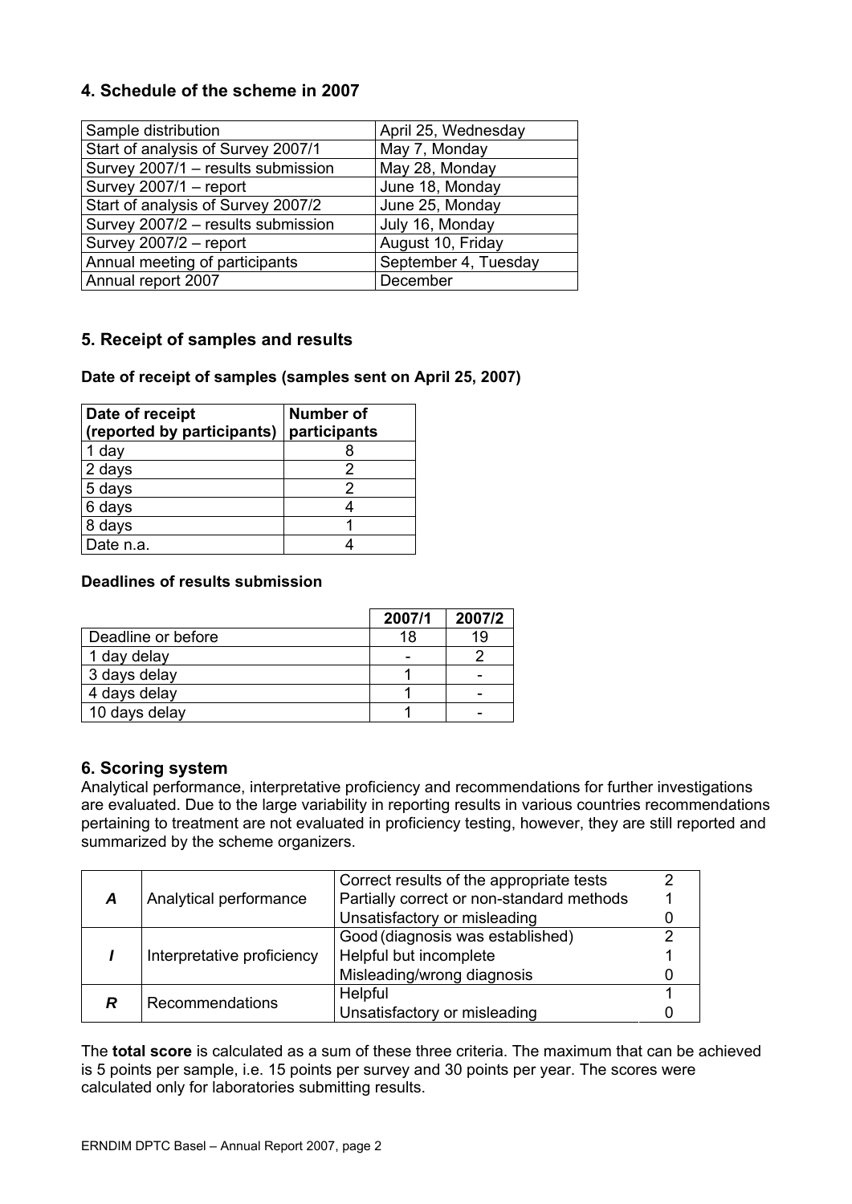## 4. Schedule of the scheme in 2007

| | |
|---|---|
| Sample distribution | April 25, Wednesday |
| Start of analysis of Survey 2007/1 | May 7, Monday |
| Survey 2007/1 – results submission | May 28, Monday |
| Survey 2007/1 – report | June 18, Monday |
| Start of analysis of Survey 2007/2 | June 25, Monday |
| Survey 2007/2 – results submission | July 16, Monday |
| Survey 2007/2 – report | August 10, Friday |
| Annual meeting of participants | September 4, Tuesday |
| Annual report 2007 | December |

## 5. Receipt of samples and results

**Date of receipt of samples (samples sent on April 25, 2007)**

| Date of receipt (reported by participants) | Number of participants |
|---|---|
| 1 day | 8 |
| 2 days | 2 |
| 5 days | 2 |
| 6 days | 4 |
| 8 days | 1 |
| Date n.a. | 4 |

**Deadlines of results submission**

| | 2007/1 | 2007/2 |
|---|---|---|
| Deadline or before | 18 | 19 |
| 1 day delay | - | 2 |
| 3 days delay | 1 | - |
| 4 days delay | 1 | - |
| 10 days delay | 1 | - |

## 6. Scoring system

Analytical performance, interpretative proficiency and recommendations for further investigations are evaluated. Due to the large variability in reporting results in various countries recommendations pertaining to treatment are not evaluated in proficiency testing, however, they are still reported and summarized by the scheme organizers.

| | | | |
|---|---|---|---|
| ***A*** | Analytical performance | Correct results of the appropriate tests | 2 |
| | | Partially correct or non-standard methods | 1 |
| | | Unsatisfactory or misleading | 0 |
| ***I*** | Interpretative proficiency | Good (diagnosis was established) | 2 |
| | | Helpful but incomplete | 1 |
| | | Misleading/wrong diagnosis | 0 |
| ***R*** | Recommendations | Helpful | 1 |
| | | Unsatisfactory or misleading | 0 |

The **total score** is calculated as a sum of these three criteria. The maximum that can be achieved is 5 points per sample, i.e. 15 points per survey and 30 points per year. The scores were calculated only for laboratories submitting results.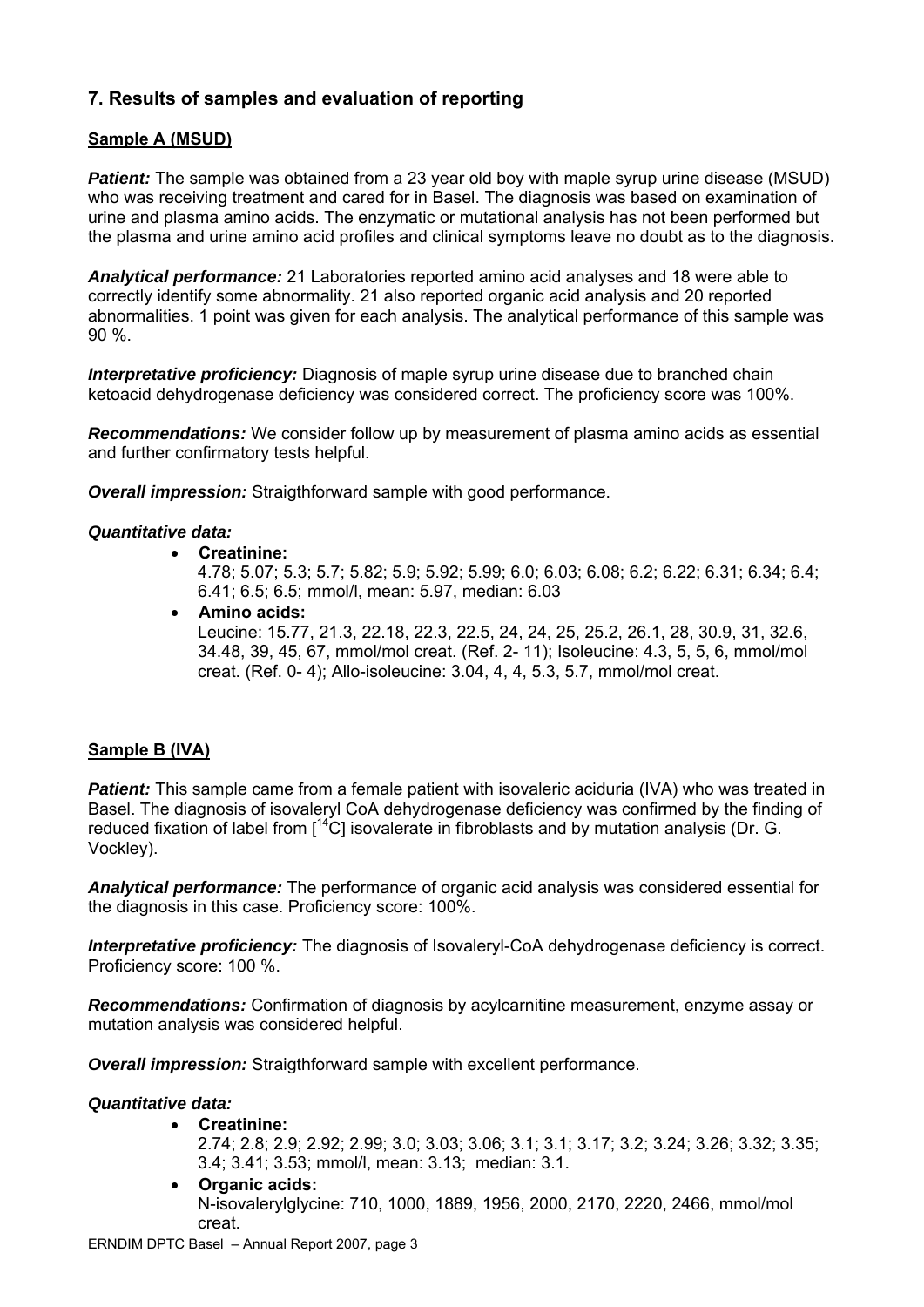## 7. Results of samples and evaluation of reporting

### Sample A (MSUD)

***Patient:*** The sample was obtained from a 23 year old boy with maple syrup urine disease (MSUD) who was receiving treatment and cared for in Basel. The diagnosis was based on examination of urine and plasma amino acids. The enzymatic or mutational analysis has not been performed but the plasma and urine amino acid profiles and clinical symptoms leave no doubt as to the diagnosis.

***Analytical performance:*** 21 Laboratories reported amino acid analyses and 18 were able to correctly identify some abnormality. 21 also reported organic acid analysis and 20 reported abnormalities. 1 point was given for each analysis. The analytical performance of this sample was 90 %.

***Interpretative proficiency:*** Diagnosis of maple syrup urine disease due to branched chain ketoacid dehydrogenase deficiency was considered correct. The proficiency score was 100%.

***Recommendations:*** We consider follow up by measurement of plasma amino acids as essential and further confirmatory tests helpful.

***Overall impression:*** Straigthforward sample with good performance.

***Quantitative data:***

- **Creatinine:**
  4.78; 5.07; 5.3; 5.7; 5.82; 5.9; 5.92; 5.99; 6.0; 6.03; 6.08; 6.2; 6.22; 6.31; 6.34; 6.4; 6.41; 6.5; 6.5; mmol/l, mean: 5.97, median: 6.03
- **Amino acids:**
  Leucine: 15.77, 21.3, 22.18, 22.3, 22.5, 24, 24, 25, 25.2, 26.1, 28, 30.9, 31, 32.6, 34.48, 39, 45, 67, mmol/mol creat. (Ref. 2- 11); Isoleucine: 4.3, 5, 5, 6, mmol/mol creat. (Ref. 0- 4); Allo-isoleucine: 3.04, 4, 4, 5.3, 5.7, mmol/mol creat.

### Sample B (IVA)

***Patient:*** This sample came from a female patient with isovaleric aciduria (IVA) who was treated in Basel. The diagnosis of isovaleryl CoA dehydrogenase deficiency was confirmed by the finding of reduced fixation of label from [$^{14}$C] isovalerate in fibroblasts and by mutation analysis (Dr. G. Vockley).

***Analytical performance:*** The performance of organic acid analysis was considered essential for the diagnosis in this case. Proficiency score: 100%.

***Interpretative proficiency:*** The diagnosis of Isovaleryl-CoA dehydrogenase deficiency is correct. Proficiency score: 100 %.

***Recommendations:*** Confirmation of diagnosis by acylcarnitine measurement, enzyme assay or mutation analysis was considered helpful.

***Overall impression:*** Straigthforward sample with excellent performance.

***Quantitative data:***

- **Creatinine:**
  2.74; 2.8; 2.9; 2.92; 2.99; 3.0; 3.03; 3.06; 3.1; 3.1; 3.17; 3.2; 3.24; 3.26; 3.32; 3.35; 3.4; 3.41; 3.53; mmol/l, mean: 3.13; median: 3.1.
- **Organic acids:**
  N-isovalerylglycine: 710, 1000, 1889, 1956, 2000, 2170, 2220, 2466, mmol/mol creat.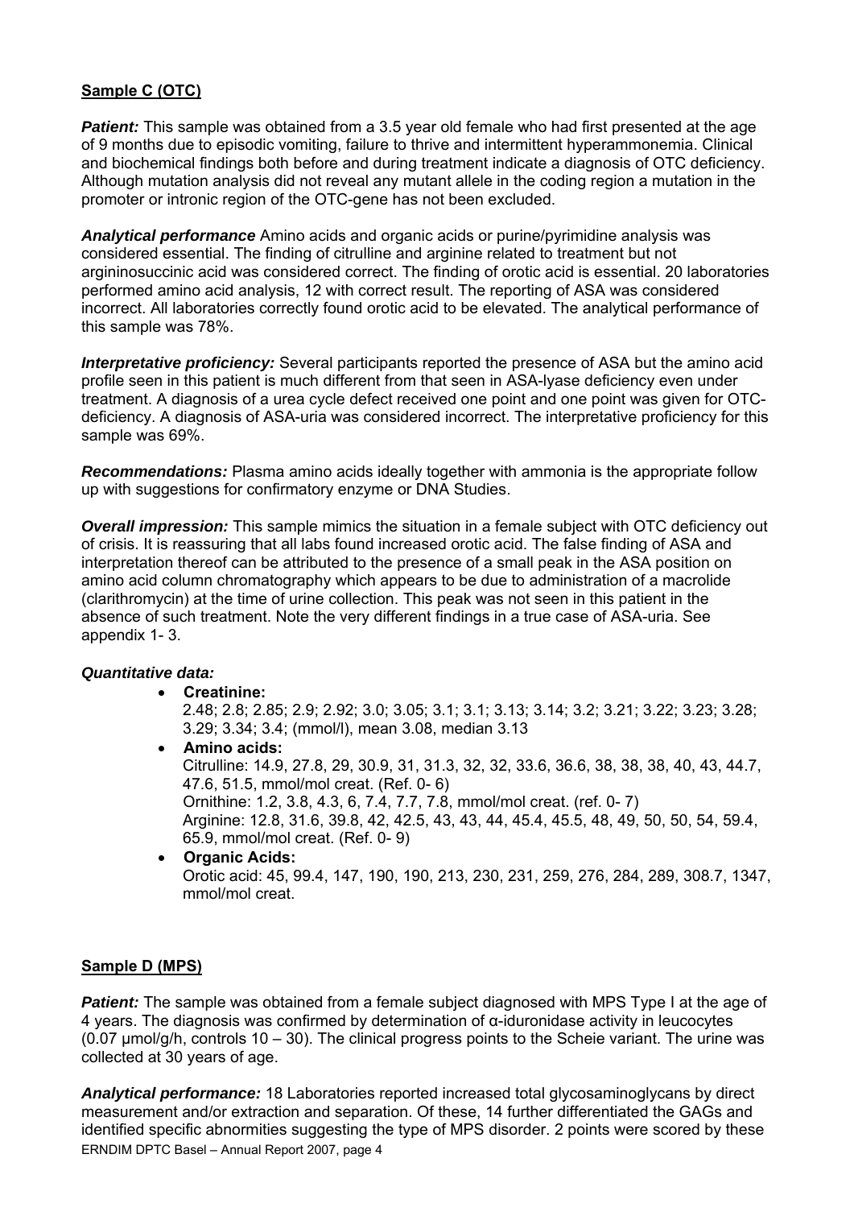## Sample C (OTC)

***Patient:*** This sample was obtained from a 3.5 year old female who had first presented at the age of 9 months due to episodic vomiting, failure to thrive and intermittent hyperammonemia. Clinical and biochemical findings both before and during treatment indicate a diagnosis of OTC deficiency. Although mutation analysis did not reveal any mutant allele in the coding region a mutation in the promoter or intronic region of the OTC-gene has not been excluded.

***Analytical performance*** Amino acids and organic acids or purine/pyrimidine analysis was considered essential. The finding of citrulline and arginine related to treatment but not argininosuccinic acid was considered correct. The finding of orotic acid is essential. 20 laboratories performed amino acid analysis, 12 with correct result. The reporting of ASA was considered incorrect. All laboratories correctly found orotic acid to be elevated. The analytical performance of this sample was 78%.

***Interpretative proficiency:*** Several participants reported the presence of ASA but the amino acid profile seen in this patient is much different from that seen in ASA-lyase deficiency even under treatment. A diagnosis of a urea cycle defect received one point and one point was given for OTC-deficiency. A diagnosis of ASA-uria was considered incorrect. The interpretative proficiency for this sample was 69%.

***Recommendations:*** Plasma amino acids ideally together with ammonia is the appropriate follow up with suggestions for confirmatory enzyme or DNA Studies.

***Overall impression:*** This sample mimics the situation in a female subject with OTC deficiency out of crisis. It is reassuring that all labs found increased orotic acid. The false finding of ASA and interpretation thereof can be attributed to the presence of a small peak in the ASA position on amino acid column chromatography which appears to be due to administration of a macrolide (clarithromycin) at the time of urine collection. This peak was not seen in this patient in the absence of such treatment. Note the very different findings in a true case of ASA-uria. See appendix 1- 3.

***Quantitative data:***

- **Creatinine:**
  2.48; 2.8; 2.85; 2.9; 2.92; 3.0; 3.05; 3.1; 3.1; 3.13; 3.14; 3.2; 3.21; 3.22; 3.23; 3.28; 3.29; 3.34; 3.4; (mmol/l), mean 3.08, median 3.13
- **Amino acids:**
  Citrulline: 14.9, 27.8, 29, 30.9, 31, 31.3, 32, 32, 33.6, 36.6, 38, 38, 38, 40, 43, 44.7, 47.6, 51.5, mmol/mol creat. (Ref. 0- 6)
  Ornithine: 1.2, 3.8, 4.3, 6, 7.4, 7.7, 7.8, mmol/mol creat. (ref. 0- 7)
  Arginine: 12.8, 31.6, 39.8, 42, 42.5, 43, 43, 44, 45.4, 45.5, 48, 49, 50, 50, 54, 59.4, 65.9, mmol/mol creat. (Ref. 0- 9)
- **Organic Acids:**
  Orotic acid: 45, 99.4, 147, 190, 190, 213, 230, 231, 259, 276, 284, 289, 308.7, 1347, mmol/mol creat.

## Sample D (MPS)

***Patient:*** The sample was obtained from a female subject diagnosed with MPS Type I at the age of 4 years. The diagnosis was confirmed by determination of α-iduronidase activity in leucocytes (0.07 µmol/g/h, controls 10 – 30). The clinical progress points to the Scheie variant. The urine was collected at 30 years of age.

***Analytical performance:*** 18 Laboratories reported increased total glycosaminoglycans by direct measurement and/or extraction and separation. Of these, 14 further differentiated the GAGs and identified specific abnormities suggesting the type of MPS disorder. 2 points were scored by these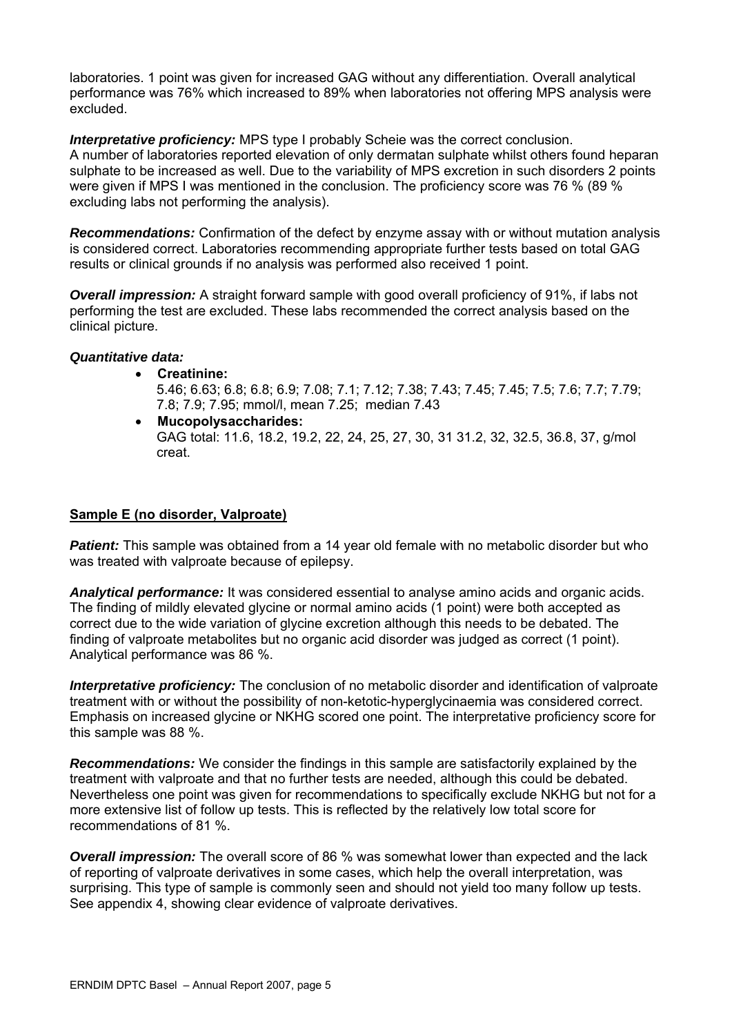laboratories. 1 point was given for increased GAG without any differentiation. Overall analytical performance was 76% which increased to 89% when laboratories not offering MPS analysis were excluded.

***Interpretative proficiency:*** MPS type I probably Scheie was the correct conclusion. A number of laboratories reported elevation of only dermatan sulphate whilst others found heparan sulphate to be increased as well. Due to the variability of MPS excretion in such disorders 2 points were given if MPS I was mentioned in the conclusion. The proficiency score was 76 % (89 % excluding labs not performing the analysis).

***Recommendations:*** Confirmation of the defect by enzyme assay with or without mutation analysis is considered correct. Laboratories recommending appropriate further tests based on total GAG results or clinical grounds if no analysis was performed also received 1 point.

***Overall impression:*** A straight forward sample with good overall proficiency of 91%, if labs not performing the test are excluded. These labs recommended the correct analysis based on the clinical picture.

***Quantitative data:***

- **Creatinine:**
  5.46; 6.63; 6.8; 6.8; 6.9; 7.08; 7.1; 7.12; 7.38; 7.43; 7.45; 7.45; 7.5; 7.6; 7.7; 7.79; 7.8; 7.9; 7.95; mmol/l, mean 7.25; median 7.43
- **Mucopolysaccharides:**
  GAG total: 11.6, 18.2, 19.2, 22, 24, 25, 27, 30, 31 31.2, 32, 32.5, 36.8, 37, g/mol creat.

**Sample E (no disorder, Valproate)**

***Patient:*** This sample was obtained from a 14 year old female with no metabolic disorder but who was treated with valproate because of epilepsy.

***Analytical performance:*** It was considered essential to analyse amino acids and organic acids. The finding of mildly elevated glycine or normal amino acids (1 point) were both accepted as correct due to the wide variation of glycine excretion although this needs to be debated. The finding of valproate metabolites but no organic acid disorder was judged as correct (1 point). Analytical performance was 86 %.

***Interpretative proficiency:*** The conclusion of no metabolic disorder and identification of valproate treatment with or without the possibility of non-ketotic-hyperglycinaemia was considered correct. Emphasis on increased glycine or NKHG scored one point. The interpretative proficiency score for this sample was 88 %.

***Recommendations:*** We consider the findings in this sample are satisfactorily explained by the treatment with valproate and that no further tests are needed, although this could be debated. Nevertheless one point was given for recommendations to specifically exclude NKHG but not for a more extensive list of follow up tests. This is reflected by the relatively low total score for recommendations of 81 %.

***Overall impression:*** The overall score of 86 % was somewhat lower than expected and the lack of reporting of valproate derivatives in some cases, which help the overall interpretation, was surprising. This type of sample is commonly seen and should not yield too many follow up tests. See appendix 4, showing clear evidence of valproate derivatives.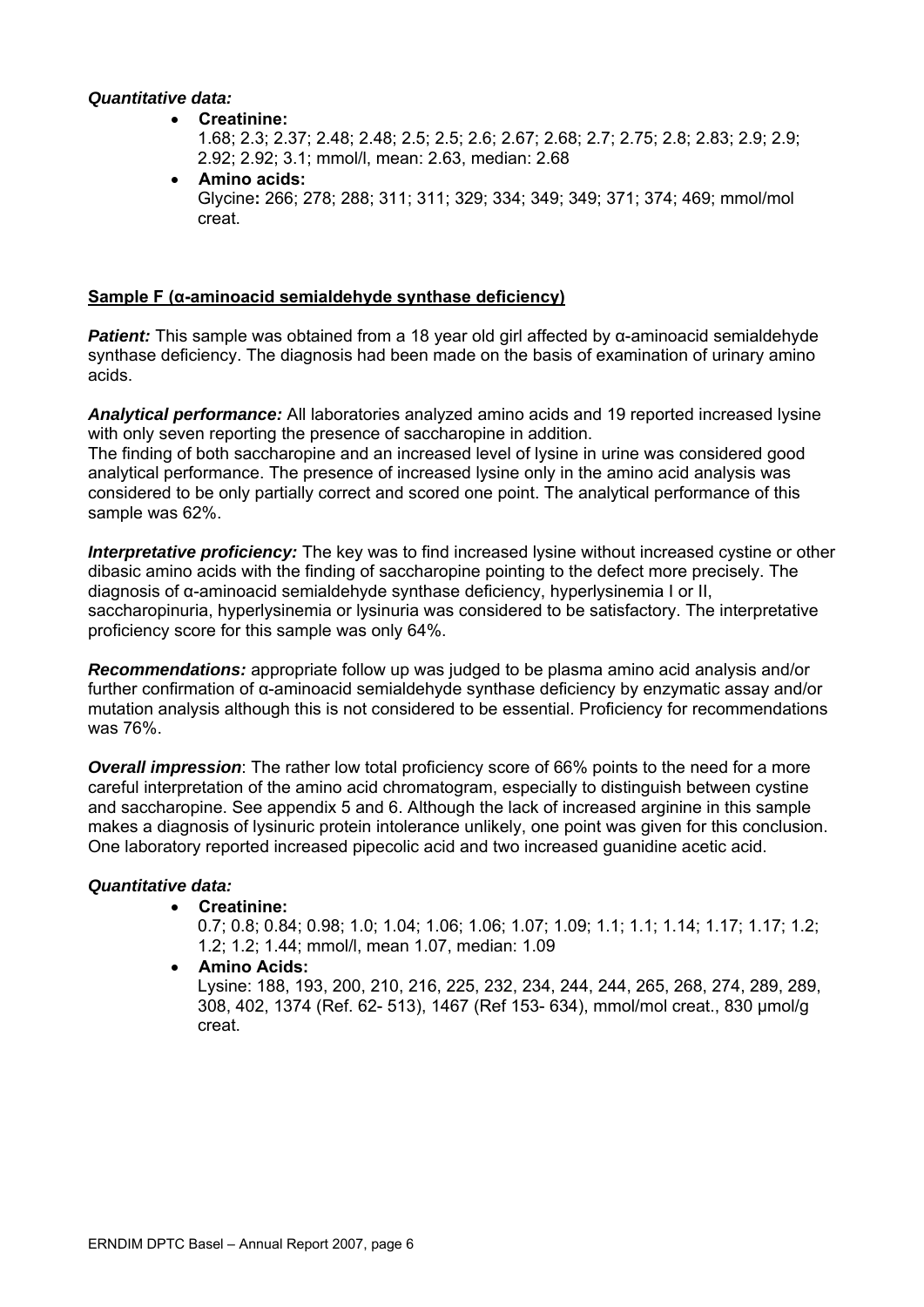***Quantitative data:***

- **Creatinine:**
  1.68; 2.3; 2.37; 2.48; 2.48; 2.5; 2.5; 2.6; 2.67; 2.68; 2.7; 2.75; 2.8; 2.83; 2.9; 2.9; 2.92; 2.92; 3.1; mmol/l, mean: 2.63, median: 2.68
- **Amino acids:**
  Glycine**:** 266; 278; 288; 311; 311; 329; 334; 349; 349; 371; 374; 469; mmol/mol creat.

**Sample F (α-aminoacid semialdehyde synthase deficiency)**

***Patient:*** This sample was obtained from a 18 year old girl affected by α-aminoacid semialdehyde synthase deficiency. The diagnosis had been made on the basis of examination of urinary amino acids.

***Analytical performance:*** All laboratories analyzed amino acids and 19 reported increased lysine with only seven reporting the presence of saccharopine in addition.
The finding of both saccharopine and an increased level of lysine in urine was considered good analytical performance. The presence of increased lysine only in the amino acid analysis was considered to be only partially correct and scored one point. The analytical performance of this sample was 62%.

***Interpretative proficiency:*** The key was to find increased lysine without increased cystine or other dibasic amino acids with the finding of saccharopine pointing to the defect more precisely. The diagnosis of α-aminoacid semialdehyde synthase deficiency, hyperlysinemia I or II, saccharopinuria, hyperlysinemia or lysinuria was considered to be satisfactory. The interpretative proficiency score for this sample was only 64%.

***Recommendations:*** appropriate follow up was judged to be plasma amino acid analysis and/or further confirmation of α-aminoacid semialdehyde synthase deficiency by enzymatic assay and/or mutation analysis although this is not considered to be essential. Proficiency for recommendations was 76%.

***Overall impression***: The rather low total proficiency score of 66% points to the need for a more careful interpretation of the amino acid chromatogram, especially to distinguish between cystine and saccharopine. See appendix 5 and 6. Although the lack of increased arginine in this sample makes a diagnosis of lysinuric protein intolerance unlikely, one point was given for this conclusion. One laboratory reported increased pipecolic acid and two increased guanidine acetic acid.

***Quantitative data:***

- **Creatinine:**
  0.7; 0.8; 0.84; 0.98; 1.0; 1.04; 1.06; 1.06; 1.07; 1.09; 1.1; 1.1; 1.14; 1.17; 1.17; 1.2; 1.2; 1.2; 1.44; mmol/l, mean 1.07, median: 1.09
- **Amino Acids:**
  Lysine: 188, 193, 200, 210, 216, 225, 232, 234, 244, 244, 265, 268, 274, 289, 289, 308, 402, 1374 (Ref. 62- 513), 1467 (Ref 153- 634), mmol/mol creat., 830 µmol/g creat.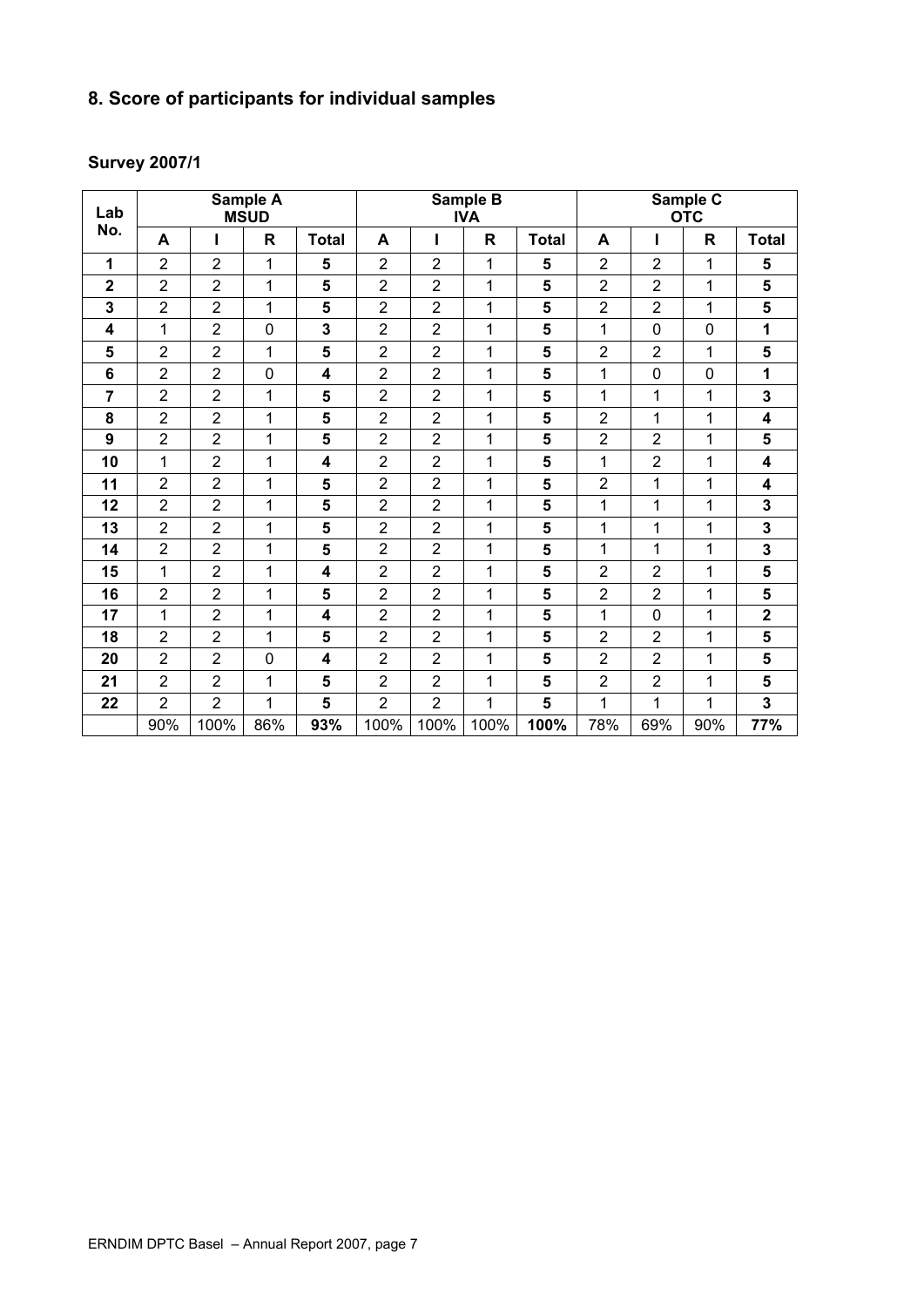## 8. Score of participants for individual samples

### Survey 2007/1

| Lab No. | Sample A MSUD | | | | Sample B IVA | | | | Sample C OTC | | | |
|---|---|---|---|---|---|---|---|---|---|---|---|---|
| | A | I | R | Total | A | I | R | Total | A | I | R | Total |
| **1** | 2 | 2 | 1 | **5** | 2 | 2 | 1 | **5** | 2 | 2 | 1 | **5** |
| **2** | 2 | 2 | 1 | **5** | 2 | 2 | 1 | **5** | 2 | 2 | 1 | **5** |
| **3** | 2 | 2 | 1 | **5** | 2 | 2 | 1 | **5** | 2 | 2 | 1 | **5** |
| **4** | 1 | 2 | 0 | **3** | 2 | 2 | 1 | **5** | 1 | 0 | 0 | **1** |
| **5** | 2 | 2 | 1 | **5** | 2 | 2 | 1 | **5** | 2 | 2 | 1 | **5** |
| **6** | 2 | 2 | 0 | **4** | 2 | 2 | 1 | **5** | 1 | 0 | 0 | **1** |
| **7** | 2 | 2 | 1 | **5** | 2 | 2 | 1 | **5** | 1 | 1 | 1 | **3** |
| **8** | 2 | 2 | 1 | **5** | 2 | 2 | 1 | **5** | 2 | 1 | 1 | **4** |
| **9** | 2 | 2 | 1 | **5** | 2 | 2 | 1 | **5** | 2 | 2 | 1 | **5** |
| **10** | 1 | 2 | 1 | **4** | 2 | 2 | 1 | **5** | 1 | 2 | 1 | **4** |
| **11** | 2 | 2 | 1 | **5** | 2 | 2 | 1 | **5** | 2 | 1 | 1 | **4** |
| **12** | 2 | 2 | 1 | **5** | 2 | 2 | 1 | **5** | 1 | 1 | 1 | **3** |
| **13** | 2 | 2 | 1 | **5** | 2 | 2 | 1 | **5** | 1 | 1 | 1 | **3** |
| **14** | 2 | 2 | 1 | **5** | 2 | 2 | 1 | **5** | 1 | 1 | 1 | **3** |
| **15** | 1 | 2 | 1 | **4** | 2 | 2 | 1 | **5** | 2 | 2 | 1 | **5** |
| **16** | 2 | 2 | 1 | **5** | 2 | 2 | 1 | **5** | 2 | 2 | 1 | **5** |
| **17** | 1 | 2 | 1 | **4** | 2 | 2 | 1 | **5** | 1 | 0 | 1 | **2** |
| **18** | 2 | 2 | 1 | **5** | 2 | 2 | 1 | **5** | 2 | 2 | 1 | **5** |
| **20** | 2 | 2 | 0 | **4** | 2 | 2 | 1 | **5** | 2 | 2 | 1 | **5** |
| **21** | 2 | 2 | 1 | **5** | 2 | 2 | 1 | **5** | 2 | 2 | 1 | **5** |
| **22** | 2 | 2 | 1 | **5** | 2 | 2 | 1 | **5** | 1 | 1 | 1 | **3** |
| | 90% | 100% | 86% | **93%** | 100% | 100% | 100% | **100%** | 78% | 69% | 90% | **77%** |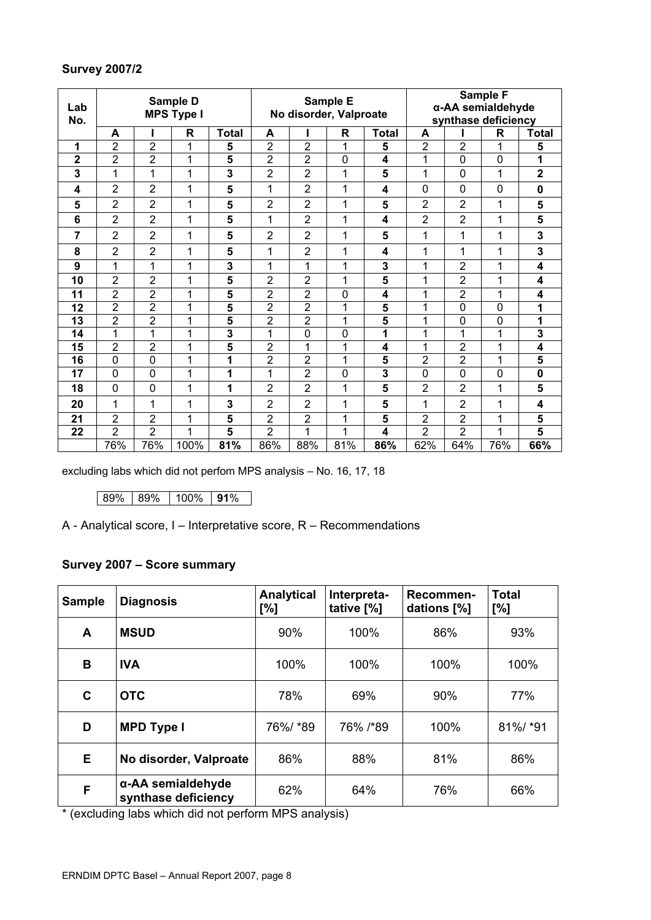### Survey 2007/2

| Lab No. | Sample D MPS Type I | | | | Sample E No disorder, Valproate | | | | Sample F α-AA semialdehyde synthase deficiency | | | |
|---|---|---|---|---|---|---|---|---|---|---|---|---|
| | A | I | R | Total | A | I | R | Total | A | I | R | Total |
| **1** | 2 | 2 | 1 | **5** | 2 | 2 | 1 | **5** | 2 | 2 | 1 | **5** |
| **2** | 2 | 2 | 1 | **5** | 2 | 2 | 0 | **4** | 1 | 0 | 0 | **1** |
| **3** | 1 | 1 | 1 | **3** | 2 | 2 | 1 | **5** | 1 | 0 | 1 | **2** |
| **4** | 2 | 2 | 1 | **5** | 1 | 2 | 1 | **4** | 0 | 0 | 0 | **0** |
| **5** | 2 | 2 | 1 | **5** | 2 | 2 | 1 | **5** | 2 | 2 | 1 | **5** |
| **6** | 2 | 2 | 1 | **5** | 1 | 2 | 1 | **4** | 2 | 2 | 1 | **5** |
| **7** | 2 | 2 | 1 | **5** | 2 | 2 | 1 | **5** | 1 | 1 | 1 | **3** |
| **8** | 2 | 2 | 1 | **5** | 1 | 2 | 1 | **4** | 1 | 1 | 1 | **3** |
| **9** | 1 | 1 | 1 | **3** | 1 | 1 | 1 | **3** | 1 | 2 | 1 | **4** |
| **10** | 2 | 2 | 1 | **5** | 2 | 2 | 1 | **5** | 1 | 2 | 1 | **4** |
| **11** | 2 | 2 | 1 | **5** | 2 | 2 | 0 | **4** | 1 | 2 | 1 | **4** |
| **12** | 2 | 2 | 1 | **5** | 2 | 2 | 1 | **5** | 1 | 0 | 0 | **1** |
| **13** | 2 | 2 | 1 | **5** | 2 | 2 | 1 | **5** | 1 | 0 | 0 | **1** |
| **14** | 1 | 1 | 1 | **3** | 1 | 0 | 0 | **1** | 1 | 1 | 1 | **3** |
| **15** | 2 | 2 | 1 | **5** | 2 | 1 | 1 | **4** | 1 | 2 | 1 | **4** |
| **16** | 0 | 0 | 1 | **1** | 2 | 2 | 1 | **5** | 2 | 2 | 1 | **5** |
| **17** | 0 | 0 | 1 | **1** | 1 | 2 | 0 | **3** | 0 | 0 | 0 | **0** |
| **18** | 0 | 0 | 1 | **1** | 2 | 2 | 1 | **5** | 2 | 2 | 1 | **5** |
| **20** | 1 | 1 | 1 | **3** | 2 | 2 | 1 | **5** | 1 | 2 | 1 | **4** |
| **21** | 2 | 2 | 1 | **5** | 2 | 2 | 1 | **5** | 2 | 2 | 1 | **5** |
| **22** | 2 | 2 | 1 | **5** | 2 | 1 | 1 | **4** | 2 | 2 | 1 | **5** |
| | 76% | 76% | 100% | **81%** | 86% | 88% | 81% | **86%** | 62% | 64% | 76% | **66%** |

excluding labs which did not perfom MPS analysis – No. 16, 17, 18

| 89% | 89% | 100% | **91**% |
|---|---|---|---|

A - Analytical score, I – Interpretative score, R – Recommendations

### Survey 2007 – Score summary

| Sample | Diagnosis | Analytical [%] | Interpreta-tative [%] | Recommen-dations [%] | Total [%] |
|---|---|---|---|---|---|
| **A** | **MSUD** | 90% | 100% | 86% | 93% |
| **B** | **IVA** | 100% | 100% | 100% | 100% |
| **C** | **OTC** | 78% | 69% | 90% | 77% |
| **D** | **MPD Type I** | 76%/ *89 | 76% /*89 | 100% | 81%/ *91 |
| **E** | **No disorder, Valproate** | 86% | 88% | 81% | 86% |
| **F** | **α-AA semialdehyde synthase deficiency** | 62% | 64% | 76% | 66% |

* (excluding labs which did not perform MPS analysis)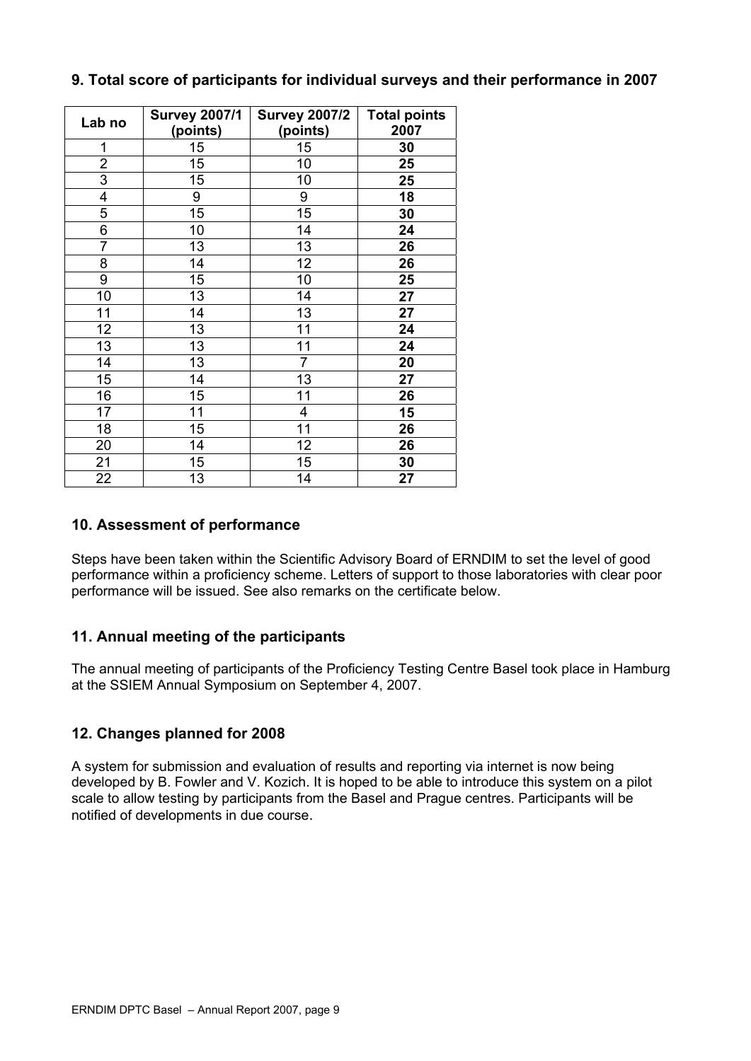## 9. Total score of participants for individual surveys and their performance in 2007

| Lab no | Survey 2007/1 (points) | Survey 2007/2 (points) | Total points 2007 |
|---|---|---|---|
| 1 | 15 | 15 | **30** |
| 2 | 15 | 10 | **25** |
| 3 | 15 | 10 | **25** |
| 4 | 9 | 9 | **18** |
| 5 | 15 | 15 | **30** |
| 6 | 10 | 14 | **24** |
| 7 | 13 | 13 | **26** |
| 8 | 14 | 12 | **26** |
| 9 | 15 | 10 | **25** |
| 10 | 13 | 14 | **27** |
| 11 | 14 | 13 | **27** |
| 12 | 13 | 11 | **24** |
| 13 | 13 | 11 | **24** |
| 14 | 13 | 7 | **20** |
| 15 | 14 | 13 | **27** |
| 16 | 15 | 11 | **26** |
| 17 | 11 | 4 | **15** |
| 18 | 15 | 11 | **26** |
| 20 | 14 | 12 | **26** |
| 21 | 15 | 15 | **30** |
| 22 | 13 | 14 | **27** |

## 10. Assessment of performance

Steps have been taken within the Scientific Advisory Board of ERNDIM to set the level of good performance within a proficiency scheme. Letters of support to those laboratories with clear poor performance will be issued. See also remarks on the certificate below.

## 11. Annual meeting of the participants

The annual meeting of participants of the Proficiency Testing Centre Basel took place in Hamburg at the SSIEM Annual Symposium on September 4, 2007.

## 12. Changes planned for 2008

A system for submission and evaluation of results and reporting via internet is now being developed by B. Fowler and V. Kozich. It is hoped to be able to introduce this system on a pilot scale to allow testing by participants from the Basel and Prague centres. Participants will be notified of developments in due course.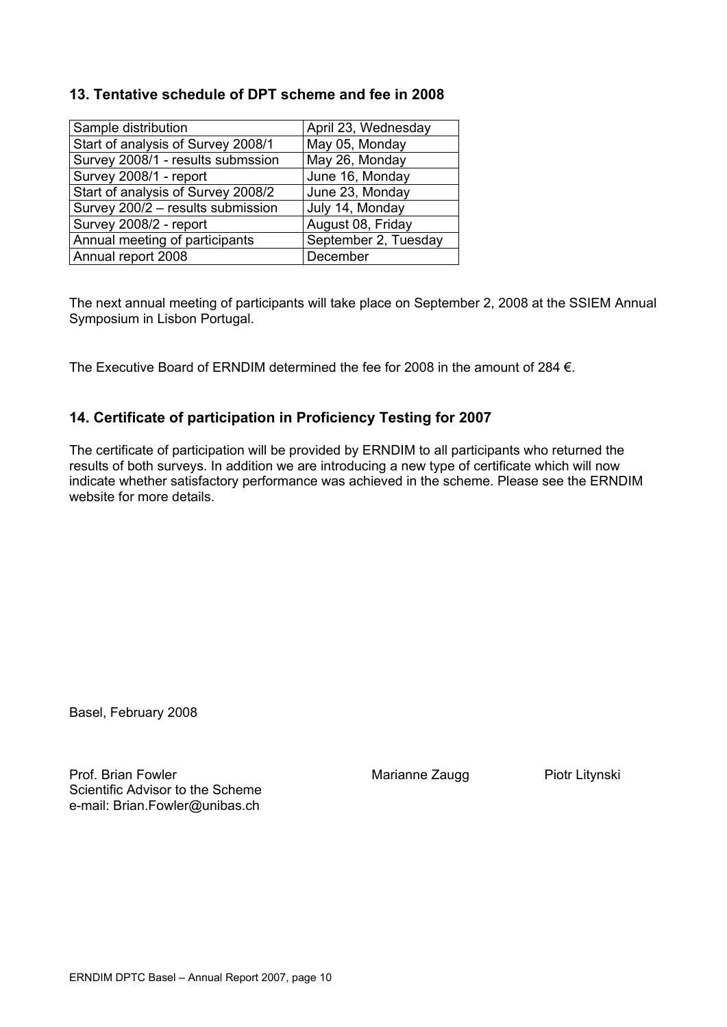## 13. Tentative schedule of DPT scheme and fee in 2008

| Sample distribution | April 23, Wednesday |
|---|---|
| Start of analysis of Survey 2008/1 | May 05, Monday |
| Survey 2008/1 - results submssion | May 26, Monday |
| Survey 2008/1 - report | June 16, Monday |
| Start of analysis of Survey 2008/2 | June 23, Monday |
| Survey 200/2 – results submission | July 14, Monday |
| Survey 2008/2 - report | August 08, Friday |
| Annual meeting of participants | September 2, Tuesday |
| Annual report 2008 | December |

The next annual meeting of participants will take place on September 2, 2008 at the SSIEM Annual Symposium in Lisbon Portugal.

The Executive Board of ERNDIM determined the fee for 2008 in the amount of 284 €.

## 14. Certificate of participation in Proficiency Testing for 2007

The certificate of participation will be provided by ERNDIM to all participants who returned the results of both surveys. In addition we are introducing a new type of certificate which will now indicate whether satisfactory performance was achieved in the scheme. Please see the ERNDIM website for more details.

Basel, February 2008

Prof. Brian Fowler
Scientific Advisor to the Scheme
e-mail: Brian.Fowler@unibas.ch

Marianne Zaugg

Piotr Litynski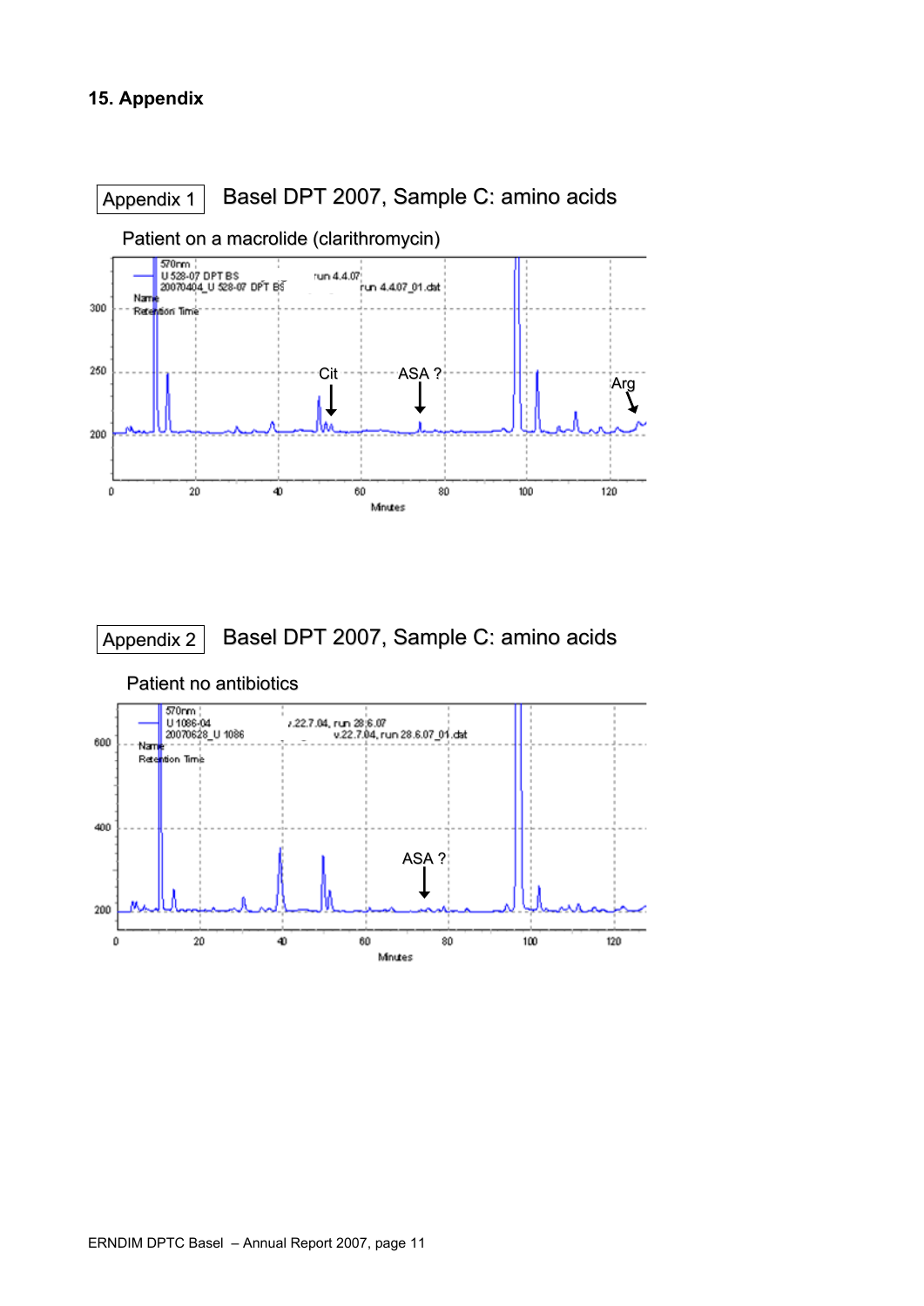## 15. Appendix

Appendix 1 Basel DPT 2007, Sample C: amino acids

Patient on a macrolide (clarithromycin)

Appendix 2 Basel DPT 2007, Sample C: amino acids

Patient no antibiotics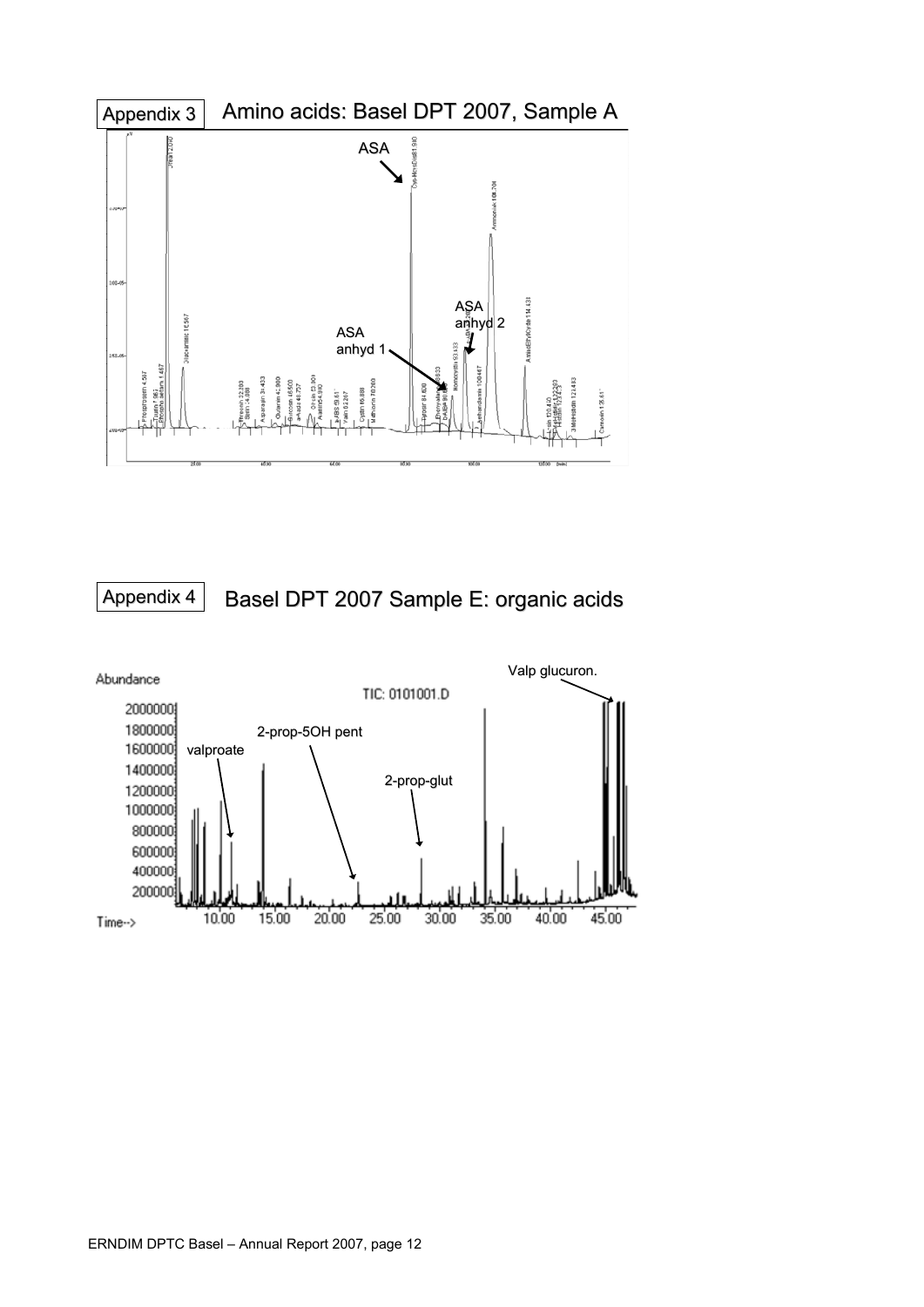Appendix 3

## Amino acids: Basel DPT 2007, Sample A

Appendix 4

## Basel DPT 2007 Sample E: organic acids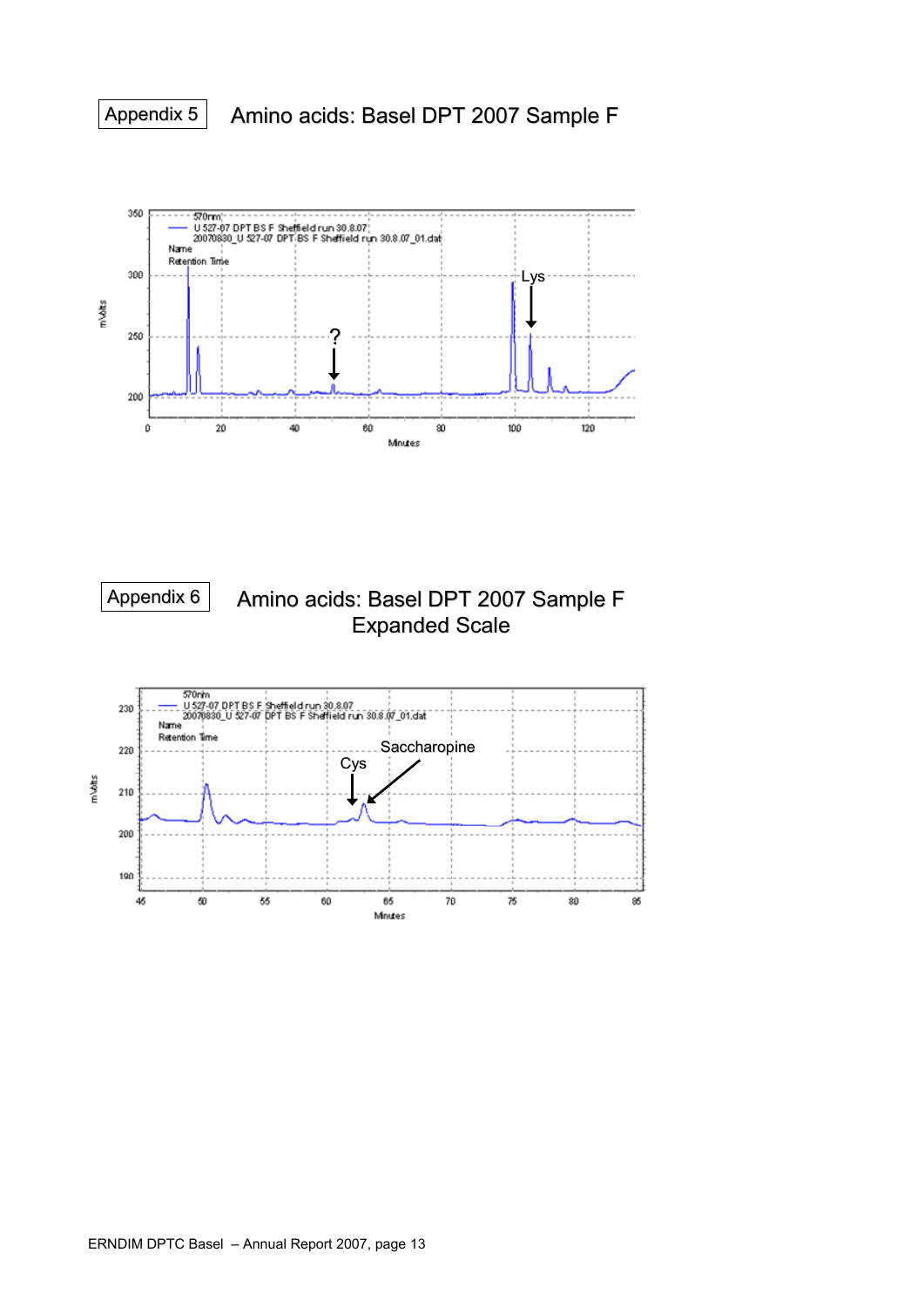Appendix 5

# Amino acids: Basel DPT 2007 Sample F

570nm
U 527-07 DPT BS F Sheffield run 30.8.07
20070830_U 527-07 DPT BS F Sheffield run 30.8.07_01.dat
Name
Retention Time

mVolts

350
300
250
200

0
20
40
60
80
100
120

Minutes

?
Lys

Appendix 6

# Amino acids: Basel DPT 2007 Sample F Expanded Scale

570nm
U 527-07 DPT BS F Sheffield run 30.8.07
20070830_U 527-07 DPT BS F Sheffield run 30.8.07_01.dat
Name
Retention Time

mVolts

230
220
210
200
190

45
50
55
60
65
70
75
80
85

Minutes

Saccharopine
Cys

ERNDIM DPTC Basel – Annual Report 2007, page 13